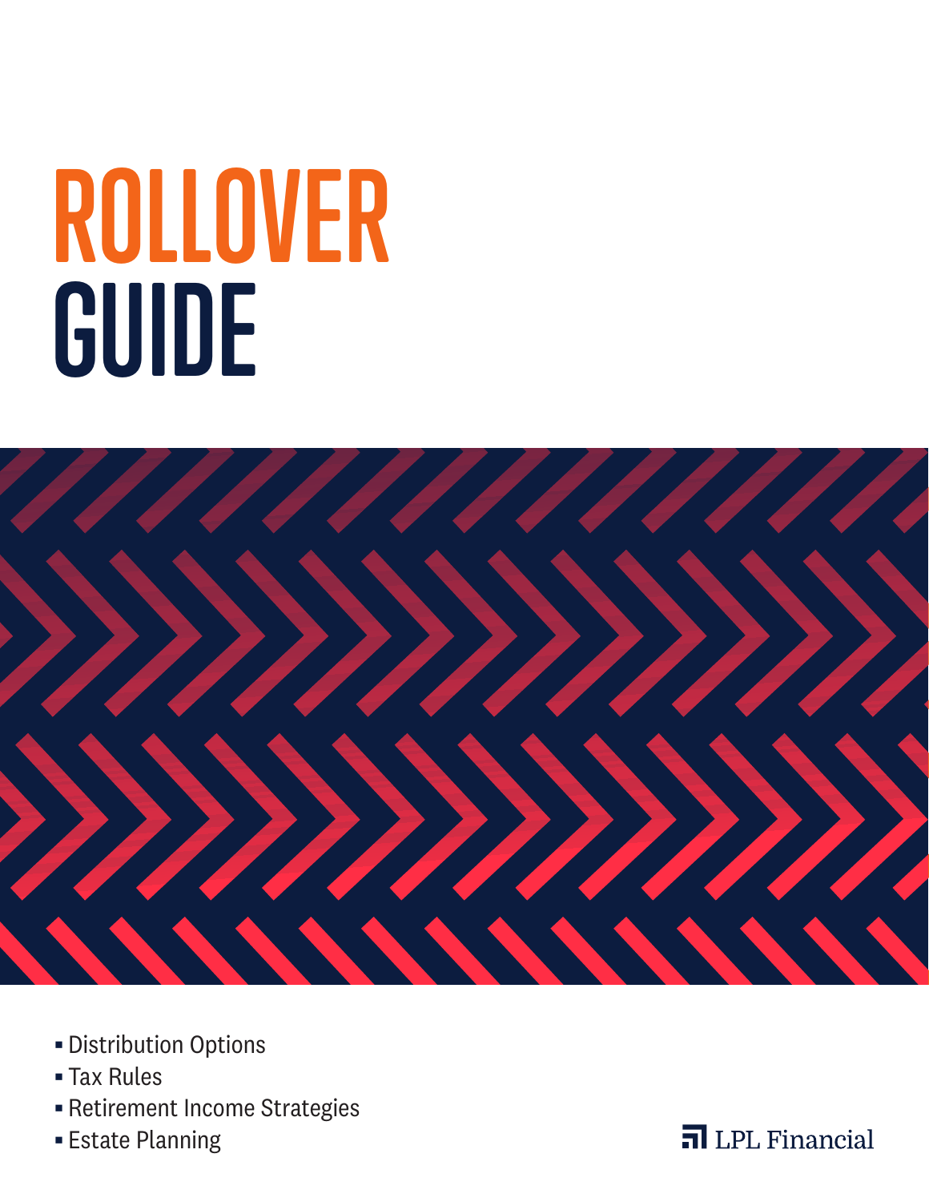# ROLLOVER GUIDE

- Distribution Options
- Tax Rules
- Retirement Income Strategies
- Estate Planning

LPL Financial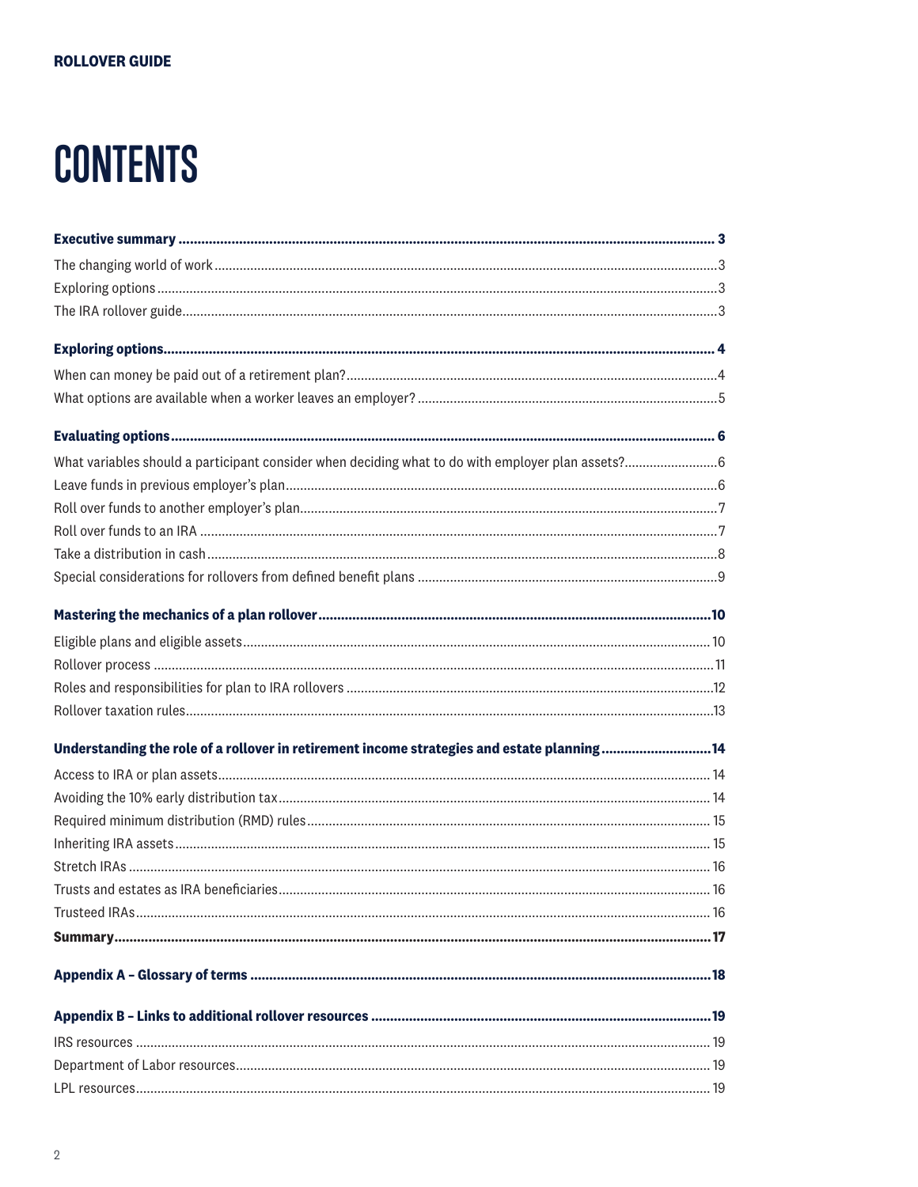# CONTENTS

**Executive summary** ... **3**

The changing world of work ... 3

Exploring options ... 3

The IRA rollover guide ... 3

**Exploring options** ... **4**

When can money be paid out of a retirement plan? ... 4

What options are available when a worker leaves an employer? ... 5

**Evaluating options** ... **6**

What variables should a participant consider when deciding what to do with employer plan assets? ... 6

Leave funds in previous employer's plan ... 6

Roll over funds to another employer's plan ... 7

Roll over funds to an IRA ... 7

Take a distribution in cash ... 8

Special considerations for rollovers from defined benefit plans ... 9

**Mastering the mechanics of a plan rollover** ... **10**

Eligible plans and eligible assets ... 10

Rollover process ... 11

Roles and responsibilities for plan to IRA rollovers ... 12

Rollover taxation rules ... 13

**Understanding the role of a rollover in retirement income strategies and estate planning** ... **14**

Access to IRA or plan assets ... 14

Avoiding the 10% early distribution tax ... 14

Required minimum distribution (RMD) rules ... 15

Inheriting IRA assets ... 15

Stretch IRAs ... 16

Trusts and estates as IRA beneficiaries ... 16

Trusteed IRAs ... 16

**Summary** ... **17**

**Appendix A – Glossary of terms** ... **18**

**Appendix B – Links to additional rollover resources** ... **19**

IRS resources ... 19

Department of Labor resources ... 19

LPL resources ... 19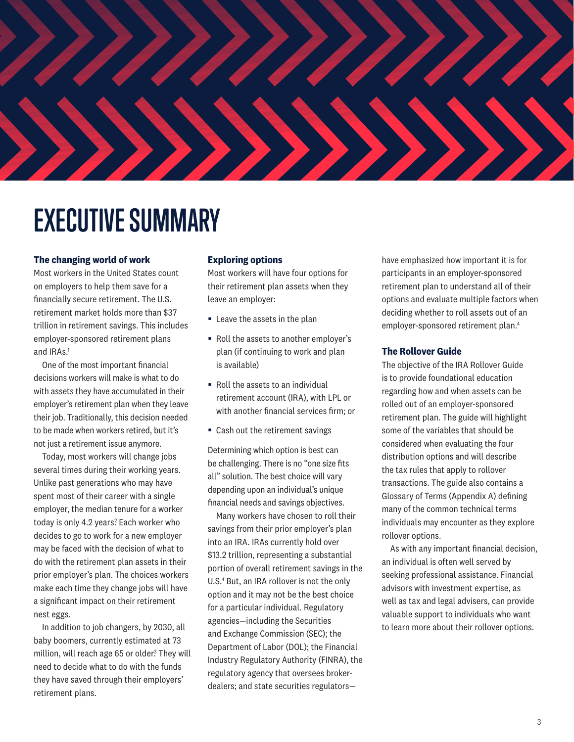# EXECUTIVE SUMMARY

### The changing world of work

Most workers in the United States count on employers to help them save for a financially secure retirement. The U.S. retirement market holds more than $37 trillion in retirement savings. This includes employer-sponsored retirement plans and IRAs.[1]

One of the most important financial decisions workers will make is what to do with assets they have accumulated in their employer's retirement plan when they leave their job. Traditionally, this decision needed to be made when workers retired, but it's not just a retirement issue anymore.

Today, most workers will change jobs several times during their working years. Unlike past generations who may have spent most of their career with a single employer, the median tenure for a worker today is only 4.2 years.[2] Each worker who decides to go to work for a new employer may be faced with the decision of what to do with the retirement plan assets in their prior employer's plan. The choices workers make each time they change jobs will have a significant impact on their retirement nest eggs.

In addition to job changers, by 2030, all baby boomers, currently estimated at 73 million, will reach age 65 or older.[3] They will need to decide what to do with the funds they have saved through their employers' retirement plans.

### Exploring options

Most workers will have four options for their retirement plan assets when they leave an employer:

- Leave the assets in the plan
- Roll the assets to another employer's plan (if continuing to work and plan is available)
- Roll the assets to an individual retirement account (IRA), with LPL or with another financial services firm; or
- Cash out the retirement savings

Determining which option is best can be challenging. There is no "one size fits all" solution. The best choice will vary depending upon an individual's unique financial needs and savings objectives.

Many workers have chosen to roll their savings from their prior employer's plan into an IRA. IRAs currently hold over $13.2 trillion, representing a substantial portion of overall retirement savings in the U.S.[4] But, an IRA rollover is not the only option and it may not be the best choice for a particular individual. Regulatory agencies—including the Securities and Exchange Commission (SEC); the Department of Labor (DOL); the Financial Industry Regulatory Authority (FINRA), the regulatory agency that oversees broker-dealers; and state securities regulators—have emphasized how important it is for participants in an employer-sponsored retirement plan to understand all of their options and evaluate multiple factors when deciding whether to roll assets out of an employer-sponsored retirement plan.[4]

### The Rollover Guide

The objective of the IRA Rollover Guide is to provide foundational education regarding how and when assets can be rolled out of an employer-sponsored retirement plan. The guide will highlight some of the variables that should be considered when evaluating the four distribution options and will describe the tax rules that apply to rollover transactions. The guide also contains a Glossary of Terms (Appendix A) defining many of the common technical terms individuals may encounter as they explore rollover options.

As with any important financial decision, an individual is often well served by seeking professional assistance. Financial advisors with investment expertise, as well as tax and legal advisers, can provide valuable support to individuals who want to learn more about their rollover options.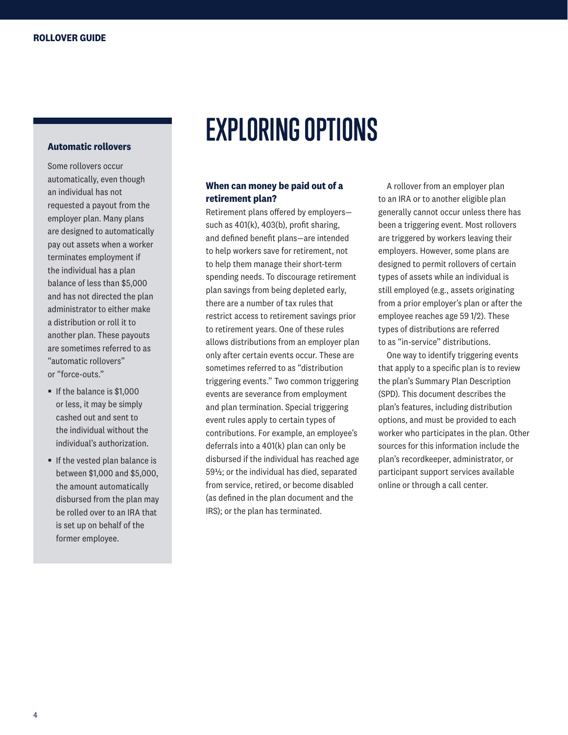# EXPLORING OPTIONS

### When can money be paid out of a retirement plan?

Retirement plans offered by employers—such as 401(k), 403(b), profit sharing, and defined benefit plans—are intended to help workers save for retirement, not to help them manage their short-term spending needs. To discourage retirement plan savings from being depleted early, there are a number of tax rules that restrict access to retirement savings prior to retirement years. One of these rules allows distributions from an employer plan only after certain events occur. These are sometimes referred to as "distribution triggering events." Two common triggering events are severance from employment and plan termination. Special triggering event rules apply to certain types of contributions. For example, an employee's deferrals into a 401(k) plan can only be disbursed if the individual has reached age 59½; or the individual has died, separated from service, retired, or become disabled (as defined in the plan document and the IRS); or the plan has terminated.

A rollover from an employer plan to an IRA or to another eligible plan generally cannot occur unless there has been a triggering event. Most rollovers are triggered by workers leaving their employers. However, some plans are designed to permit rollovers of certain types of assets while an individual is still employed (e.g., assets originating from a prior employer's plan or after the employee reaches age 59 1/2). These types of distributions are referred to as "in-service" distributions.

One way to identify triggering events that apply to a specific plan is to review the plan's Summary Plan Description (SPD). This document describes the plan's features, including distribution options, and must be provided to each worker who participates in the plan. Other sources for this information include the plan's recordkeeper, administrator, or participant support services available online or through a call center.

### Automatic rollovers

Some rollovers occur automatically, even though an individual has not requested a payout from the employer plan. Many plans are designed to automatically pay out assets when a worker terminates employment if the individual has a plan balance of less than $5,000 and has not directed the plan administrator to either make a distribution or roll it to another plan. These payouts are sometimes referred to as "automatic rollovers" or "force-outs."

- If the balance is $1,000 or less, it may be simply cashed out and sent to the individual without the individual's authorization.
- If the vested plan balance is between $1,000 and $5,000, the amount automatically disbursed from the plan may be rolled over to an IRA that is set up on behalf of the former employee.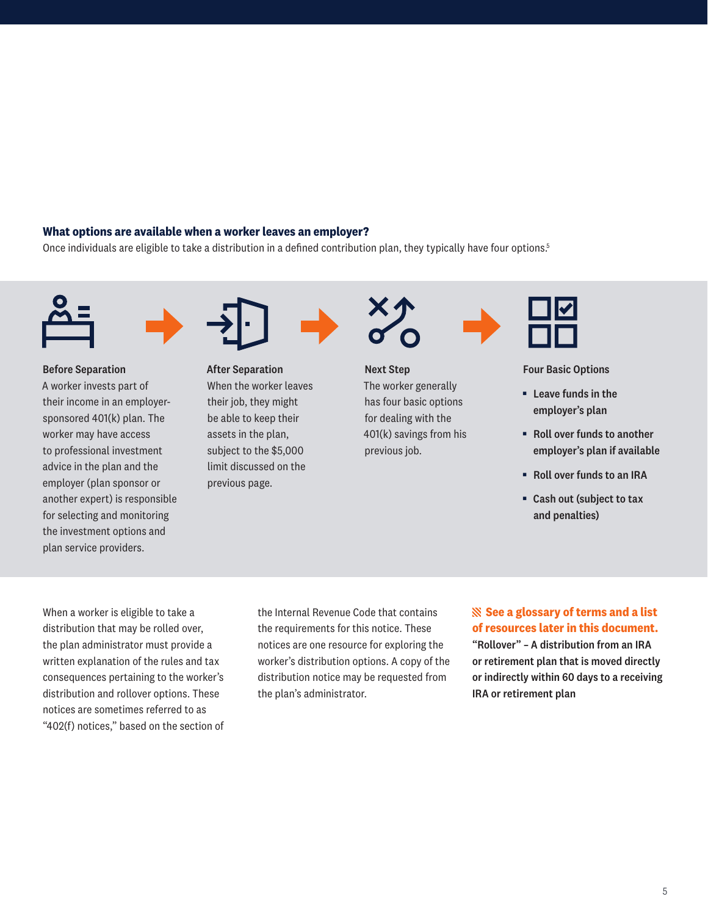### What options are available when a worker leaves an employer?

Once individuals are eligible to take a distribution in a defined contribution plan, they typically have four options.[5]

**Before Separation**
A worker invests part of their income in an employer-sponsored 401(k) plan. The worker may have access to professional investment advice in the plan and the employer (plan sponsor or another expert) is responsible for selecting and monitoring the investment options and plan service providers.

**After Separation**
When the worker leaves their job, they might be able to keep their assets in the plan, subject to the $5,000 limit discussed on the previous page.

**Next Step**
The worker generally has four basic options for dealing with the 401(k) savings from his previous job.

**Four Basic Options**

- **Leave funds in the employer's plan**
- **Roll over funds to another employer's plan if available**
- **Roll over funds to an IRA**
- **Cash out (subject to tax and penalties)**

When a worker is eligible to take a distribution that may be rolled over, the plan administrator must provide a written explanation of the rules and tax consequences pertaining to the worker's distribution and rollover options. These notices are sometimes referred to as "402(f) notices," based on the section of the Internal Revenue Code that contains the requirements for this notice. These notices are one resource for exploring the worker's distribution options. A copy of the distribution notice may be requested from the plan's administrator.

**See a glossary of terms and a list of resources later in this document.**

**"Rollover" – A distribution from an IRA or retirement plan that is moved directly or indirectly within 60 days to a receiving IRA or retirement plan**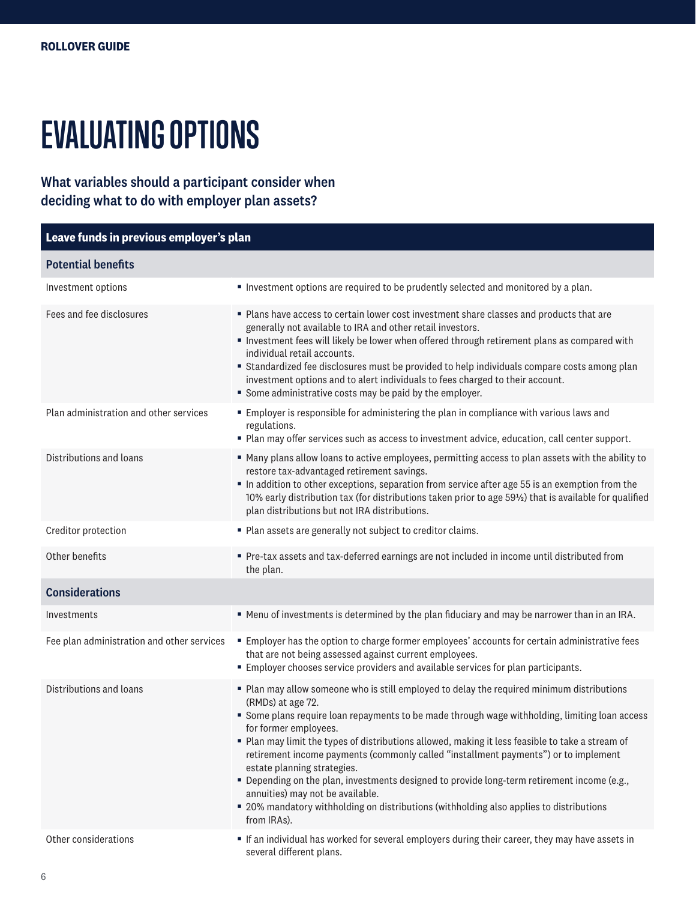# EVALUATING OPTIONS

### What variables should a participant consider when deciding what to do with employer plan assets?

| Leave funds in previous employer's plan | |
|---|---|
| **Potential benefits** | |
| Investment options | ▪ Investment options are required to be prudently selected and monitored by a plan. |
| Fees and fee disclosures | ▪ Plans have access to certain lower cost investment share classes and products that are generally not available to IRA and other retail investors.<br>▪ Investment fees will likely be lower when offered through retirement plans as compared with individual retail accounts.<br>▪ Standardized fee disclosures must be provided to help individuals compare costs among plan investment options and to alert individuals to fees charged to their account.<br>▪ Some administrative costs may be paid by the employer. |
| Plan administration and other services | ▪ Employer is responsible for administering the plan in compliance with various laws and regulations.<br>▪ Plan may offer services such as access to investment advice, education, call center support. |
| Distributions and loans | ▪ Many plans allow loans to active employees, permitting access to plan assets with the ability to restore tax-advantaged retirement savings.<br>▪ In addition to other exceptions, separation from service after age 55 is an exemption from the 10% early distribution tax (for distributions taken prior to age 59½) that is available for qualified plan distributions but not IRA distributions. |
| Creditor protection | ▪ Plan assets are generally not subject to creditor claims. |
| Other benefits | ▪ Pre-tax assets and tax-deferred earnings are not included in income until distributed from the plan. |
| **Considerations** | |
| Investments | ▪ Menu of investments is determined by the plan fiduciary and may be narrower than in an IRA. |
| Fee plan administration and other services | ▪ Employer has the option to charge former employees' accounts for certain administrative fees that are not being assessed against current employees.<br>▪ Employer chooses service providers and available services for plan participants. |
| Distributions and loans | ▪ Plan may allow someone who is still employed to delay the required minimum distributions (RMDs) at age 72.<br>▪ Some plans require loan repayments to be made through wage withholding, limiting loan access for former employees.<br>▪ Plan may limit the types of distributions allowed, making it less feasible to take a stream of retirement income payments (commonly called "installment payments") or to implement estate planning strategies.<br>▪ Depending on the plan, investments designed to provide long-term retirement income (e.g., annuities) may not be available.<br>▪ 20% mandatory withholding on distributions (withholding also applies to distributions from IRAs). |
| Other considerations | ▪ If an individual has worked for several employers during their career, they may have assets in several different plans. |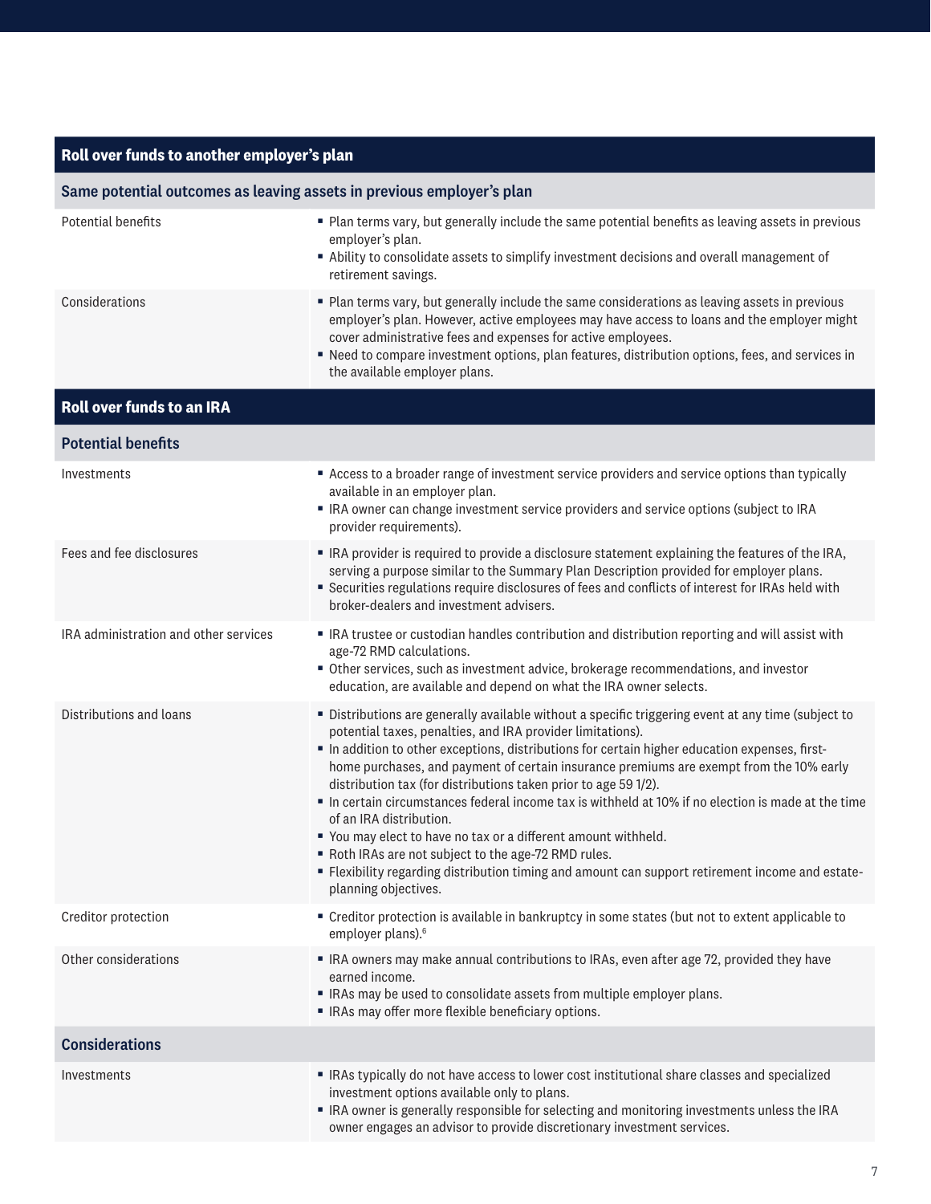| Roll over funds to another employer's plan | |
|---|---|
| **Same potential outcomes as leaving assets in previous employer's plan** | |
| Potential benefits | ▪ Plan terms vary, but generally include the same potential benefits as leaving assets in previous employer's plan.<br>▪ Ability to consolidate assets to simplify investment decisions and overall management of retirement savings. |
| Considerations | ▪ Plan terms vary, but generally include the same considerations as leaving assets in previous employer's plan. However, active employees may have access to loans and the employer might cover administrative fees and expenses for active employees.<br>▪ Need to compare investment options, plan features, distribution options, fees, and services in the available employer plans. |

| Roll over funds to an IRA | |
|---|---|
| **Potential benefits** | |
| Investments | ▪ Access to a broader range of investment service providers and service options than typically available in an employer plan.<br>▪ IRA owner can change investment service providers and service options (subject to IRA provider requirements). |
| Fees and fee disclosures | ▪ IRA provider is required to provide a disclosure statement explaining the features of the IRA, serving a purpose similar to the Summary Plan Description provided for employer plans.<br>▪ Securities regulations require disclosures of fees and conflicts of interest for IRAs held with broker-dealers and investment advisers. |
| IRA administration and other services | ▪ IRA trustee or custodian handles contribution and distribution reporting and will assist with age-72 RMD calculations.<br>▪ Other services, such as investment advice, brokerage recommendations, and investor education, are available and depend on what the IRA owner selects. |
| Distributions and loans | ▪ Distributions are generally available without a specific triggering event at any time (subject to potential taxes, penalties, and IRA provider limitations).<br>▪ In addition to other exceptions, distributions for certain higher education expenses, first-home purchases, and payment of certain insurance premiums are exempt from the 10% early distribution tax (for distributions taken prior to age 59 1/2).<br>▪ In certain circumstances federal income tax is withheld at 10% if no election is made at the time of an IRA distribution.<br>▪ You may elect to have no tax or a different amount withheld.<br>▪ Roth IRAs are not subject to the age-72 RMD rules.<br>▪ Flexibility regarding distribution timing and amount can support retirement income and estate-planning objectives. |
| Creditor protection | ▪ Creditor protection is available in bankruptcy in some states (but not to extent applicable to employer plans).[6] |
| Other considerations | ▪ IRA owners may make annual contributions to IRAs, even after age 72, provided they have earned income.<br>▪ IRAs may be used to consolidate assets from multiple employer plans.<br>▪ IRAs may offer more flexible beneficiary options. |
| **Considerations** | |
| Investments | ▪ IRAs typically do not have access to lower cost institutional share classes and specialized investment options available only to plans.<br>▪ IRA owner is generally responsible for selecting and monitoring investments unless the IRA owner engages an advisor to provide discretionary investment services. |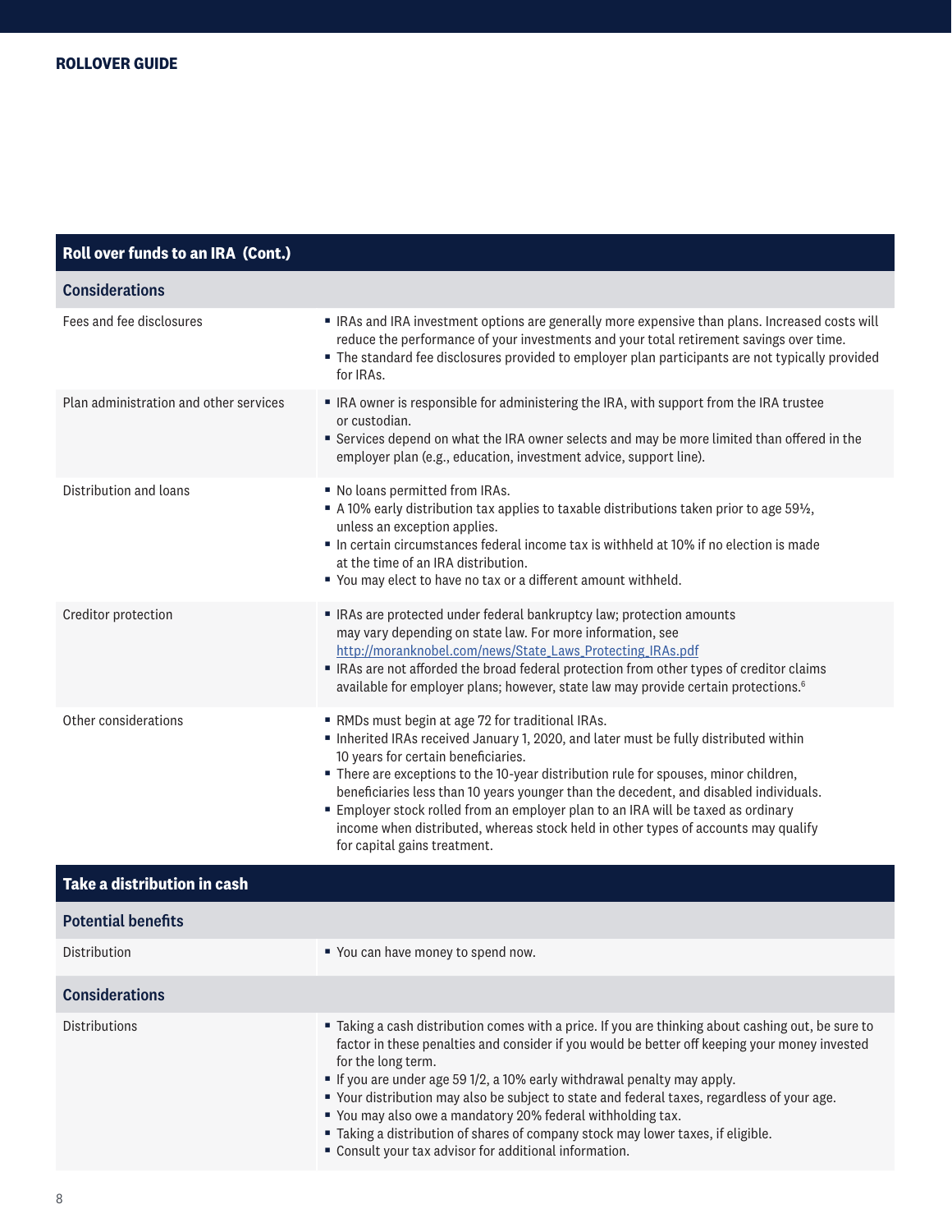## Roll over funds to an IRA (Cont.)

| Considerations | |
|---|---|
| Fees and fee disclosures | ▪ IRAs and IRA investment options are generally more expensive than plans. Increased costs will reduce the performance of your investments and your total retirement savings over time.<br>▪ The standard fee disclosures provided to employer plan participants are not typically provided for IRAs. |
| Plan administration and other services | ▪ IRA owner is responsible for administering the IRA, with support from the IRA trustee or custodian.<br>▪ Services depend on what the IRA owner selects and may be more limited than offered in the employer plan (e.g., education, investment advice, support line). |
| Distribution and loans | ▪ No loans permitted from IRAs.<br>▪ A 10% early distribution tax applies to taxable distributions taken prior to age 59½, unless an exception applies.<br>▪ In certain circumstances federal income tax is withheld at 10% if no election is made at the time of an IRA distribution.<br>▪ You may elect to have no tax or a different amount withheld. |
| Creditor protection | ▪ IRAs are protected under federal bankruptcy law; protection amounts may vary depending on state law. For more information, see http://moranknobel.com/news/State_Laws_Protecting_IRAs.pdf<br>▪ IRAs are not afforded the broad federal protection from other types of creditor claims available for employer plans; however, state law may provide certain protections.[6] |
| Other considerations | ▪ RMDs must begin at age 72 for traditional IRAs.<br>▪ Inherited IRAs received January 1, 2020, and later must be fully distributed within 10 years for certain beneficiaries.<br>▪ There are exceptions to the 10-year distribution rule for spouses, minor children, beneficiaries less than 10 years younger than the decedent, and disabled individuals.<br>▪ Employer stock rolled from an employer plan to an IRA will be taxed as ordinary income when distributed, whereas stock held in other types of accounts may qualify for capital gains treatment. |

## Take a distribution in cash

| Potential benefits | |
|---|---|
| Distribution | ▪ You can have money to spend now. |

| Considerations | |
|---|---|
| Distributions | ▪ Taking a cash distribution comes with a price. If you are thinking about cashing out, be sure to factor in these penalties and consider if you would be better off keeping your money invested for the long term.<br>▪ If you are under age 59 1/2, a 10% early withdrawal penalty may apply.<br>▪ Your distribution may also be subject to state and federal taxes, regardless of your age.<br>▪ You may also owe a mandatory 20% federal withholding tax.<br>▪ Taking a distribution of shares of company stock may lower taxes, if eligible.<br>▪ Consult your tax advisor for additional information. |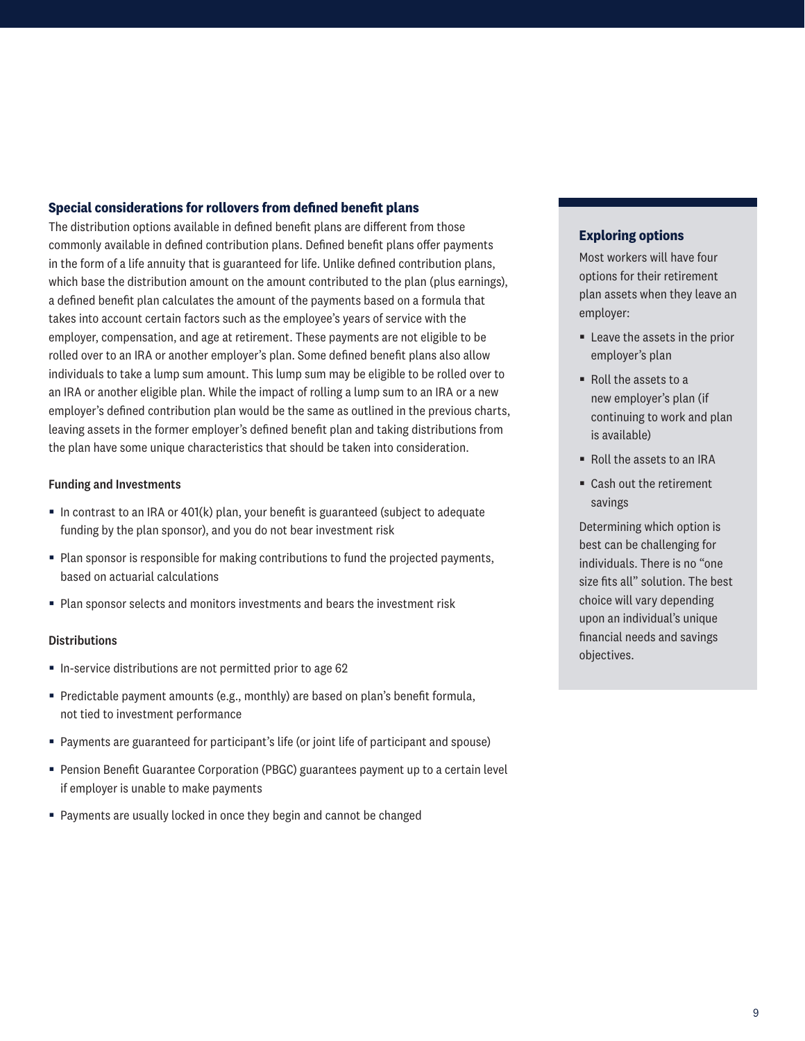### Special considerations for rollovers from defined benefit plans

The distribution options available in defined benefit plans are different from those commonly available in defined contribution plans. Defined benefit plans offer payments in the form of a life annuity that is guaranteed for life. Unlike defined contribution plans, which base the distribution amount on the amount contributed to the plan (plus earnings), a defined benefit plan calculates the amount of the payments based on a formula that takes into account certain factors such as the employee's years of service with the employer, compensation, and age at retirement. These payments are not eligible to be rolled over to an IRA or another employer's plan. Some defined benefit plans also allow individuals to take a lump sum amount. This lump sum may be eligible to be rolled over to an IRA or another eligible plan. While the impact of rolling a lump sum to an IRA or a new employer's defined contribution plan would be the same as outlined in the previous charts, leaving assets in the former employer's defined benefit plan and taking distributions from the plan have some unique characteristics that should be taken into consideration.

#### Funding and Investments

- In contrast to an IRA or 401(k) plan, your benefit is guaranteed (subject to adequate funding by the plan sponsor), and you do not bear investment risk
- Plan sponsor is responsible for making contributions to fund the projected payments, based on actuarial calculations
- Plan sponsor selects and monitors investments and bears the investment risk

#### Distributions

- In-service distributions are not permitted prior to age 62
- Predictable payment amounts (e.g., monthly) are based on plan's benefit formula, not tied to investment performance
- Payments are guaranteed for participant's life (or joint life of participant and spouse)
- Pension Benefit Guarantee Corporation (PBGC) guarantees payment up to a certain level if employer is unable to make payments
- Payments are usually locked in once they begin and cannot be changed

### Exploring options

Most workers will have four options for their retirement plan assets when they leave an employer:

- Leave the assets in the prior employer's plan
- Roll the assets to a new employer's plan (if continuing to work and plan is available)
- Roll the assets to an IRA
- Cash out the retirement savings

Determining which option is best can be challenging for individuals. There is no "one size fits all" solution. The best choice will vary depending upon an individual's unique financial needs and savings objectives.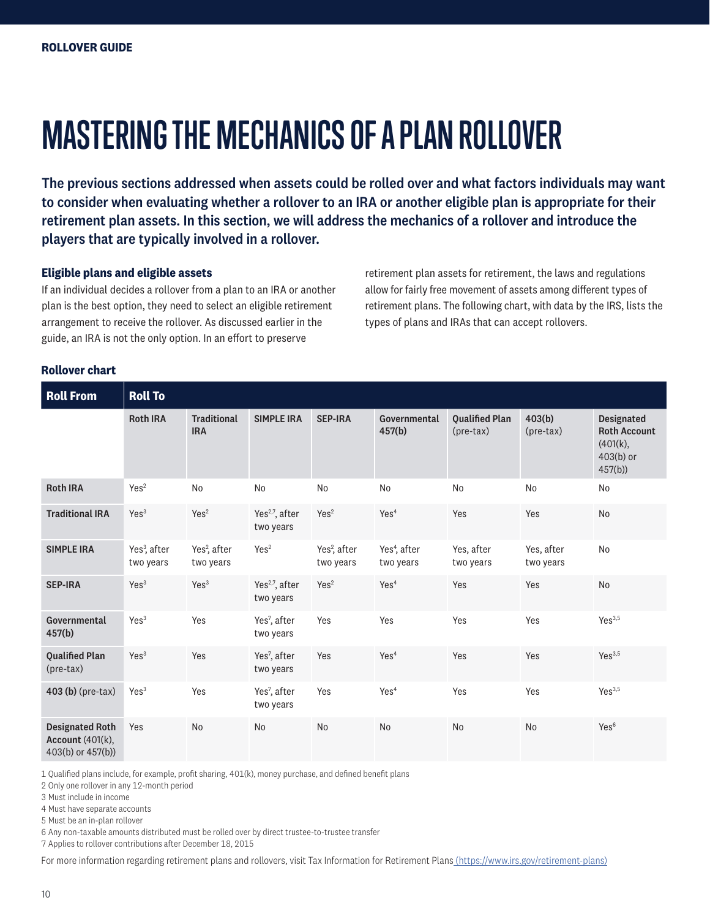# MASTERING THE MECHANICS OF A PLAN ROLLOVER

**The previous sections addressed when assets could be rolled over and what factors individuals may want to consider when evaluating whether a rollover to an IRA or another eligible plan is appropriate for their retirement plan assets. In this section, we will address the mechanics of a rollover and introduce the players that are typically involved in a rollover.**

### Eligible plans and eligible assets

If an individual decides a rollover from a plan to an IRA or another plan is the best option, they need to select an eligible retirement arrangement to receive the rollover. As discussed earlier in the guide, an IRA is not the only option. In an effort to preserve retirement plan assets for retirement, the laws and regulations allow for fairly free movement of assets among different types of retirement plans. The following chart, with data by the IRS, lists the types of plans and IRAs that can accept rollovers.

### Rollover chart

| Roll From | Roll To | | | | | | | |
|---|---|---|---|---|---|---|---|---|
| | Roth IRA | Traditional IRA | SIMPLE IRA | SEP-IRA | Governmental 457(b) | Qualified Plan (pre-tax) | 403(b) (pre-tax) | Designated Roth Account (401(k), 403(b) or 457(b)) |
| **Roth IRA** | Yes[2] | No | No | No | No | No | No | No |
| **Traditional IRA** | Yes[3] | Yes[2] | Yes[2,7], after two years | Yes[2] | Yes[4] | Yes | Yes | No |
| **SIMPLE IRA** | Yes[3], after two years | Yes[2], after two years | Yes[2] | Yes[2], after two years | Yes[4], after two years | Yes, after two years | Yes, after two years | No |
| **SEP-IRA** | Yes[3] | Yes[3] | Yes[2,7], after two years | Yes[2] | Yes[4] | Yes | Yes | No |
| **Governmental 457(b)** | Yes[3] | Yes | Yes[7], after two years | Yes | Yes | Yes | Yes | Yes[3,5] |
| **Qualified Plan** (pre-tax) | Yes[3] | Yes | Yes[7], after two years | Yes | Yes[4] | Yes | Yes | Yes[3,5] |
| **403 (b)** (pre-tax) | Yes[3] | Yes | Yes[7], after two years | Yes | Yes[4] | Yes | Yes | Yes[3,5] |
| **Designated Roth Account** (401(k), 403(b) or 457(b)) | Yes | No | No | No | No | No | No | Yes[6] |

1 Qualified plans include, for example, profit sharing, 401(k), money purchase, and defined benefit plans
2 Only one rollover in any 12-month period
3 Must include in income
4 Must have separate accounts
5 Must be an in-plan rollover
6 Any non-taxable amounts distributed must be rolled over by direct trustee-to-trustee transfer
7 Applies to rollover contributions after December 18, 2015

For more information regarding retirement plans and rollovers, visit Tax Information for Retirement Plans (https://www.irs.gov/retirement-plans)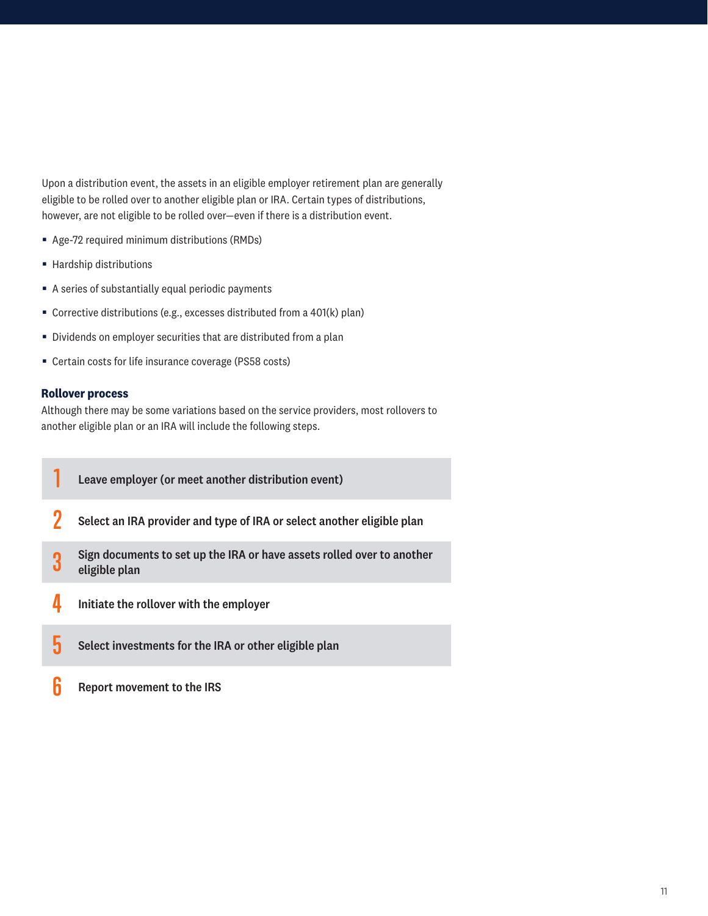Upon a distribution event, the assets in an eligible employer retirement plan are generally eligible to be rolled over to another eligible plan or IRA. Certain types of distributions, however, are not eligible to be rolled over—even if there is a distribution event.

- Age-72 required minimum distributions (RMDs)
- Hardship distributions
- A series of substantially equal periodic payments
- Corrective distributions (e.g., excesses distributed from a 401(k) plan)
- Dividends on employer securities that are distributed from a plan
- Certain costs for life insurance coverage (PS58 costs)

### Rollover process

Although there may be some variations based on the service providers, most rollovers to another eligible plan or an IRA will include the following steps.

1. **Leave employer (or meet another distribution event)**
2. **Select an IRA provider and type of IRA or select another eligible plan**
3. **Sign documents to set up the IRA or have assets rolled over to another eligible plan**
4. **Initiate the rollover with the employer**
5. **Select investments for the IRA or other eligible plan**
6. **Report movement to the IRS**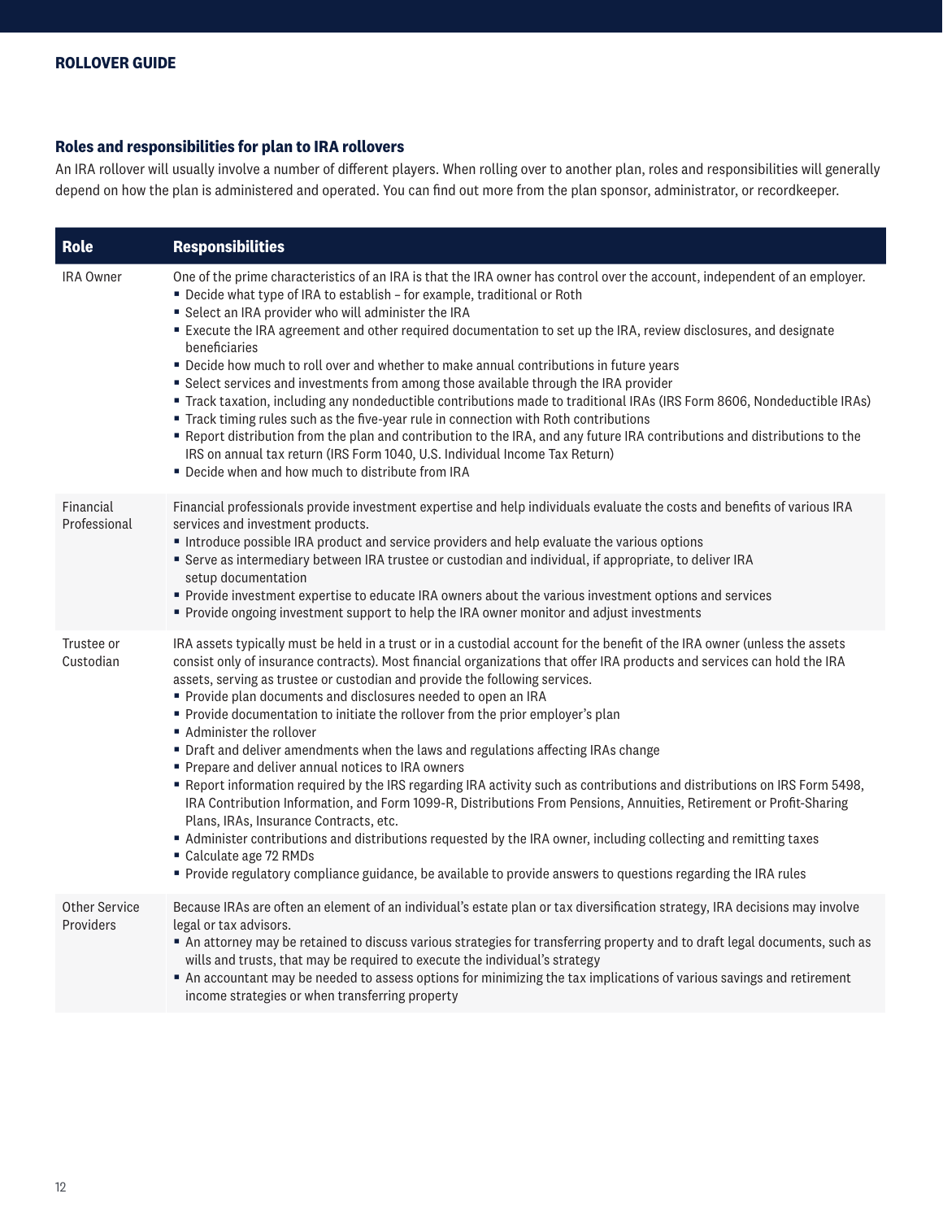### Roles and responsibilities for plan to IRA rollovers

An IRA rollover will usually involve a number of different players. When rolling over to another plan, roles and responsibilities will generally depend on how the plan is administered and operated. You can find out more from the plan sponsor, administrator, or recordkeeper.

| Role | Responsibilities |
|---|---|
| IRA Owner | One of the prime characteristics of an IRA is that the IRA owner has control over the account, independent of an employer.<br>▪ Decide what type of IRA to establish – for example, traditional or Roth<br>▪ Select an IRA provider who will administer the IRA<br>▪ Execute the IRA agreement and other required documentation to set up the IRA, review disclosures, and designate beneficiaries<br>▪ Decide how much to roll over and whether to make annual contributions in future years<br>▪ Select services and investments from among those available through the IRA provider<br>▪ Track taxation, including any nondeductible contributions made to traditional IRAs (IRS Form 8606, Nondeductible IRAs)<br>▪ Track timing rules such as the five-year rule in connection with Roth contributions<br>▪ Report distribution from the plan and contribution to the IRA, and any future IRA contributions and distributions to the IRS on annual tax return (IRS Form 1040, U.S. Individual Income Tax Return)<br>▪ Decide when and how much to distribute from IRA |
| Financial Professional | Financial professionals provide investment expertise and help individuals evaluate the costs and benefits of various IRA services and investment products.<br>▪ Introduce possible IRA product and service providers and help evaluate the various options<br>▪ Serve as intermediary between IRA trustee or custodian and individual, if appropriate, to deliver IRA setup documentation<br>▪ Provide investment expertise to educate IRA owners about the various investment options and services<br>▪ Provide ongoing investment support to help the IRA owner monitor and adjust investments |
| Trustee or Custodian | IRA assets typically must be held in a trust or in a custodial account for the benefit of the IRA owner (unless the assets consist only of insurance contracts). Most financial organizations that offer IRA products and services can hold the IRA assets, serving as trustee or custodian and provide the following services.<br>▪ Provide plan documents and disclosures needed to open an IRA<br>▪ Provide documentation to initiate the rollover from the prior employer's plan<br>▪ Administer the rollover<br>▪ Draft and deliver amendments when the laws and regulations affecting IRAs change<br>▪ Prepare and deliver annual notices to IRA owners<br>▪ Report information required by the IRS regarding IRA activity such as contributions and distributions on IRS Form 5498, IRA Contribution Information, and Form 1099-R, Distributions From Pensions, Annuities, Retirement or Profit-Sharing Plans, IRAs, Insurance Contracts, etc.<br>▪ Administer contributions and distributions requested by the IRA owner, including collecting and remitting taxes<br>▪ Calculate age 72 RMDs<br>▪ Provide regulatory compliance guidance, be available to provide answers to questions regarding the IRA rules |
| Other Service Providers | Because IRAs are often an element of an individual's estate plan or tax diversification strategy, IRA decisions may involve legal or tax advisors.<br>▪ An attorney may be retained to discuss various strategies for transferring property and to draft legal documents, such as wills and trusts, that may be required to execute the individual's strategy<br>▪ An accountant may be needed to assess options for minimizing the tax implications of various savings and retirement income strategies or when transferring property |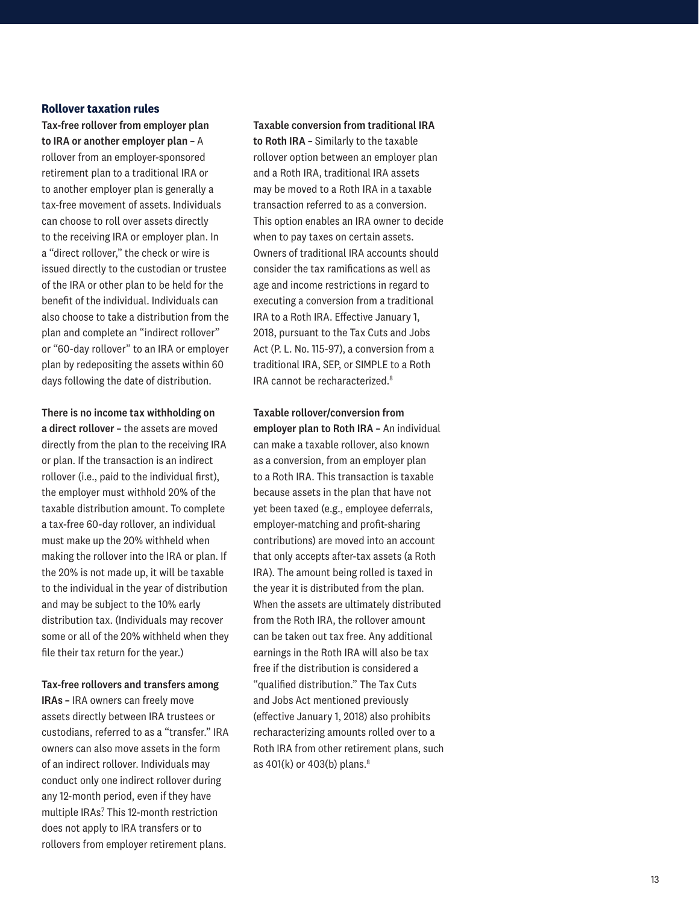### Rollover taxation rules

**Tax-free rollover from employer plan to IRA or another employer plan –** A rollover from an employer-sponsored retirement plan to a traditional IRA or to another employer plan is generally a tax-free movement of assets. Individuals can choose to roll over assets directly to the receiving IRA or employer plan. In a "direct rollover," the check or wire is issued directly to the custodian or trustee of the IRA or other plan to be held for the benefit of the individual. Individuals can also choose to take a distribution from the plan and complete an "indirect rollover" or "60-day rollover" to an IRA or employer plan by redepositing the assets within 60 days following the date of distribution.

**There is no income tax withholding on a direct rollover –** the assets are moved directly from the plan to the receiving IRA or plan. If the transaction is an indirect rollover (i.e., paid to the individual first), the employer must withhold 20% of the taxable distribution amount. To complete a tax-free 60-day rollover, an individual must make up the 20% withheld when making the rollover into the IRA or plan. If the 20% is not made up, it will be taxable to the individual in the year of distribution and may be subject to the 10% early distribution tax. (Individuals may recover some or all of the 20% withheld when they file their tax return for the year.)

**Tax-free rollovers and transfers among IRAs –** IRA owners can freely move assets directly between IRA trustees or custodians, referred to as a "transfer." IRA owners can also move assets in the form of an indirect rollover. Individuals may conduct only one indirect rollover during any 12-month period, even if they have multiple IRAs.[7] This 12-month restriction does not apply to IRA transfers or to rollovers from employer retirement plans.

**Taxable conversion from traditional IRA to Roth IRA –** Similarly to the taxable rollover option between an employer plan and a Roth IRA, traditional IRA assets may be moved to a Roth IRA in a taxable transaction referred to as a conversion. This option enables an IRA owner to decide when to pay taxes on certain assets. Owners of traditional IRA accounts should consider the tax ramifications as well as age and income restrictions in regard to executing a conversion from a traditional IRA to a Roth IRA. Effective January 1, 2018, pursuant to the Tax Cuts and Jobs Act (P. L. No. 115-97), a conversion from a traditional IRA, SEP, or SIMPLE to a Roth IRA cannot be recharacterized.[8]

**Taxable rollover/conversion from employer plan to Roth IRA –** An individual can make a taxable rollover, also known as a conversion, from an employer plan to a Roth IRA. This transaction is taxable because assets in the plan that have not yet been taxed (e.g., employee deferrals, employer-matching and profit-sharing contributions) are moved into an account that only accepts after-tax assets (a Roth IRA). The amount being rolled is taxed in the year it is distributed from the plan. When the assets are ultimately distributed from the Roth IRA, the rollover amount can be taken out tax free. Any additional earnings in the Roth IRA will also be tax free if the distribution is considered a "qualified distribution." The Tax Cuts and Jobs Act mentioned previously (effective January 1, 2018) also prohibits recharacterizing amounts rolled over to a Roth IRA from other retirement plans, such as 401(k) or 403(b) plans.[8]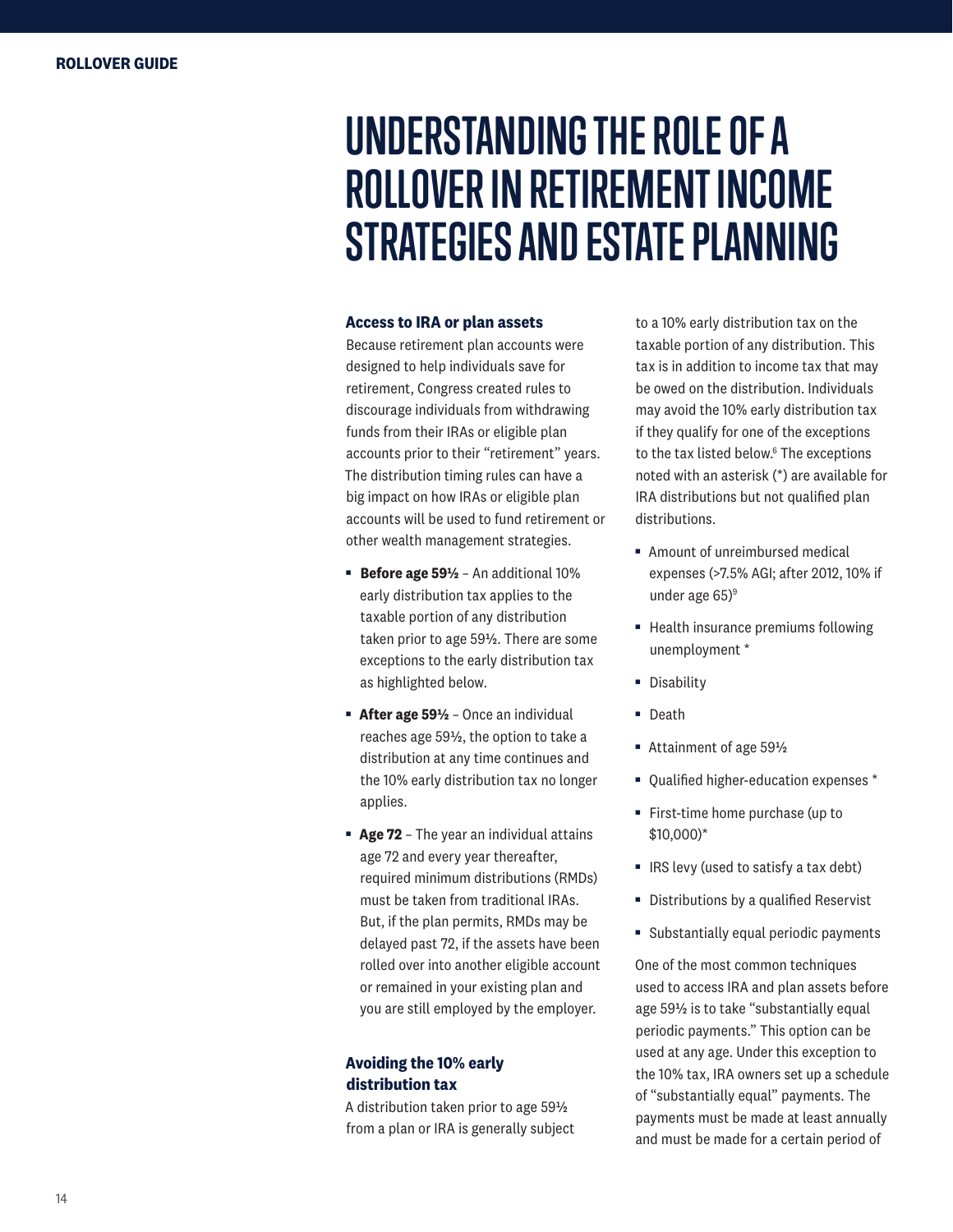# UNDERSTANDING THE ROLE OF A ROLLOVER IN RETIREMENT INCOME STRATEGIES AND ESTATE PLANNING

### Access to IRA or plan assets

Because retirement plan accounts were designed to help individuals save for retirement, Congress created rules to discourage individuals from withdrawing funds from their IRAs or eligible plan accounts prior to their "retirement" years. The distribution timing rules can have a big impact on how IRAs or eligible plan accounts will be used to fund retirement or other wealth management strategies.

- **Before age 59½** – An additional 10% early distribution tax applies to the taxable portion of any distribution taken prior to age 59½. There are some exceptions to the early distribution tax as highlighted below.
- **After age 59½** – Once an individual reaches age 59½, the option to take a distribution at any time continues and the 10% early distribution tax no longer applies.
- **Age 72** – The year an individual attains age 72 and every year thereafter, required minimum distributions (RMDs) must be taken from traditional IRAs. But, if the plan permits, RMDs may be delayed past 72, if the assets have been rolled over into another eligible account or remained in your existing plan and you are still employed by the employer.

### Avoiding the 10% early distribution tax

A distribution taken prior to age 59½ from a plan or IRA is generally subject to a 10% early distribution tax on the taxable portion of any distribution. This tax is in addition to income tax that may be owed on the distribution. Individuals may avoid the 10% early distribution tax if they qualify for one of the exceptions to the tax listed below.[6] The exceptions noted with an asterisk (*) are available for IRA distributions but not qualified plan distributions.

- Amount of unreimbursed medical expenses (>7.5% AGI; after 2012, 10% if under age 65)[9]
- Health insurance premiums following unemployment *
- Disability
- Death
- Attainment of age 59½
- Qualified higher-education expenses *
- First-time home purchase (up to $10,000)*
- IRS levy (used to satisfy a tax debt)
- Distributions by a qualified Reservist
- Substantially equal periodic payments

One of the most common techniques used to access IRA and plan assets before age 59½ is to take "substantially equal periodic payments." This option can be used at any age. Under this exception to the 10% tax, IRA owners set up a schedule of "substantially equal" payments. The payments must be made at least annually and must be made for a certain period of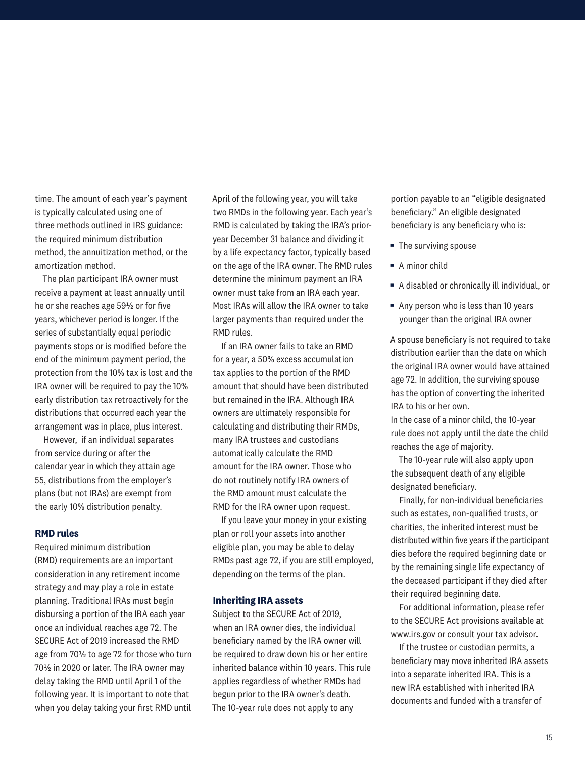time. The amount of each year's payment is typically calculated using one of three methods outlined in IRS guidance: the required minimum distribution method, the annuitization method, or the amortization method.

The plan participant IRA owner must receive a payment at least annually until he or she reaches age 59½ or for five years, whichever period is longer. If the series of substantially equal periodic payments stops or is modified before the end of the minimum payment period, the protection from the 10% tax is lost and the IRA owner will be required to pay the 10% early distribution tax retroactively for the distributions that occurred each year the arrangement was in place, plus interest.

However, if an individual separates from service during or after the calendar year in which they attain age 55, distributions from the employer's plans (but not IRAs) are exempt from the early 10% distribution penalty.

### RMD rules

Required minimum distribution (RMD) requirements are an important consideration in any retirement income strategy and may play a role in estate planning. Traditional IRAs must begin disbursing a portion of the IRA each year once an individual reaches age 72. The SECURE Act of 2019 increased the RMD age from 70½ to age 72 for those who turn 70½ in 2020 or later. The IRA owner may delay taking the RMD until April 1 of the following year. It is important to note that when you delay taking your first RMD until April of the following year, you will take two RMDs in the following year. Each year's RMD is calculated by taking the IRA's prior-year December 31 balance and dividing it by a life expectancy factor, typically based on the age of the IRA owner. The RMD rules determine the minimum payment an IRA owner must take from an IRA each year. Most IRAs will allow the IRA owner to take larger payments than required under the RMD rules.

If an IRA owner fails to take an RMD for a year, a 50% excess accumulation tax applies to the portion of the RMD amount that should have been distributed but remained in the IRA. Although IRA owners are ultimately responsible for calculating and distributing their RMDs, many IRA trustees and custodians automatically calculate the RMD amount for the IRA owner. Those who do not routinely notify IRA owners of the RMD amount must calculate the RMD for the IRA owner upon request.

If you leave your money in your existing plan or roll your assets into another eligible plan, you may be able to delay RMDs past age 72, if you are still employed, depending on the terms of the plan.

### Inheriting IRA assets

Subject to the SECURE Act of 2019, when an IRA owner dies, the individual beneficiary named by the IRA owner will be required to draw down his or her entire inherited balance within 10 years. This rule applies regardless of whether RMDs had begun prior to the IRA owner's death. The 10-year rule does not apply to any portion payable to an "eligible designated beneficiary." An eligible designated beneficiary is any beneficiary who is:

- The surviving spouse
- A minor child
- A disabled or chronically ill individual, or
- Any person who is less than 10 years younger than the original IRA owner

A spouse beneficiary is not required to take distribution earlier than the date on which the original IRA owner would have attained age 72. In addition, the surviving spouse has the option of converting the inherited IRA to his or her own.

In the case of a minor child, the 10-year rule does not apply until the date the child reaches the age of majority.

The 10-year rule will also apply upon the subsequent death of any eligible designated beneficiary.

Finally, for non-individual beneficiaries such as estates, non-qualified trusts, or charities, the inherited interest must be distributed within five years if the participant dies before the required beginning date or by the remaining single life expectancy of the deceased participant if they died after their required beginning date.

For additional information, please refer to the SECURE Act provisions available at www.irs.gov or consult your tax advisor.

If the trustee or custodian permits, a beneficiary may move inherited IRA assets into a separate inherited IRA. This is a new IRA established with inherited IRA documents and funded with a transfer of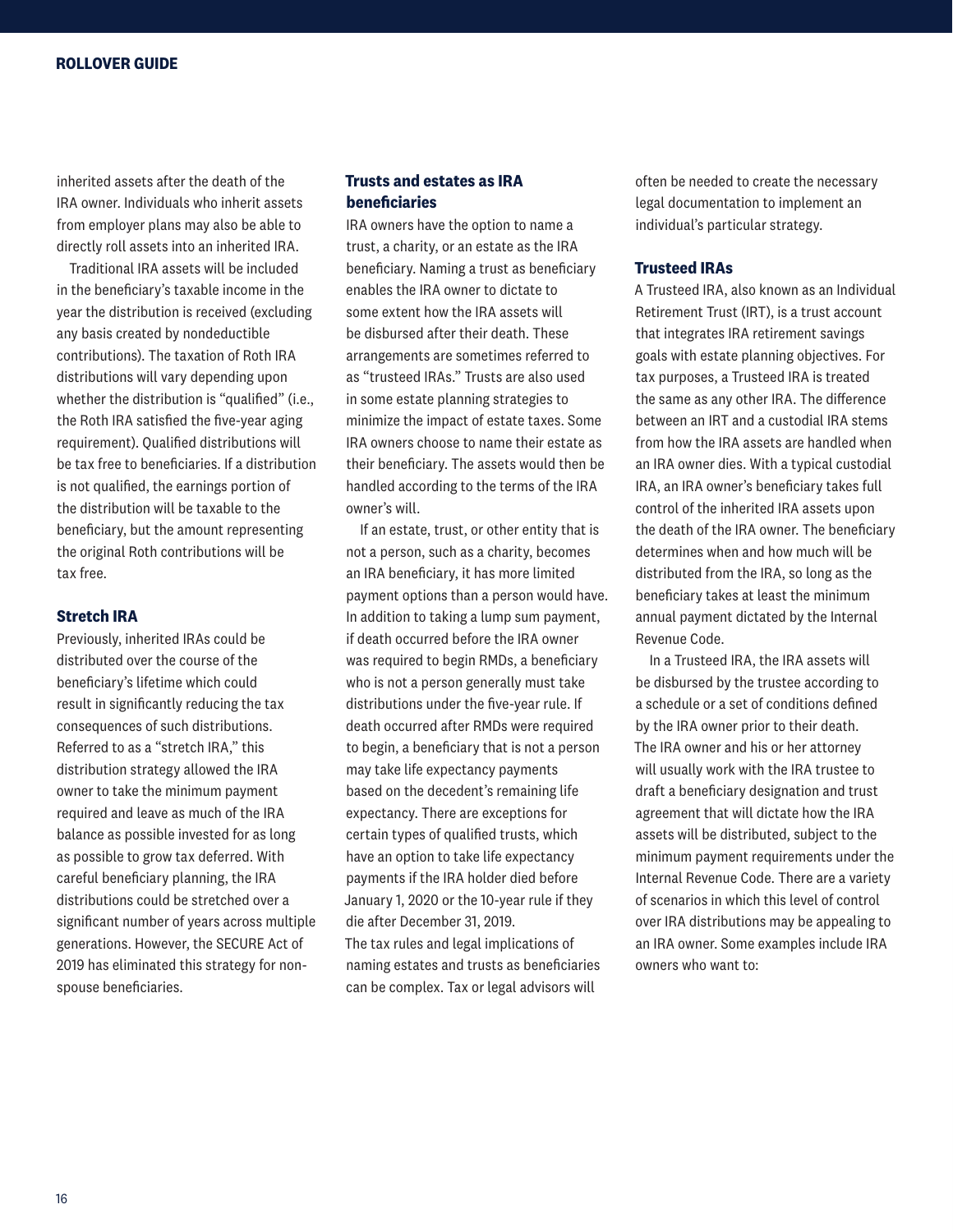inherited assets after the death of the IRA owner. Individuals who inherit assets from employer plans may also be able to directly roll assets into an inherited IRA.

Traditional IRA assets will be included in the beneficiary's taxable income in the year the distribution is received (excluding any basis created by nondeductible contributions). The taxation of Roth IRA distributions will vary depending upon whether the distribution is "qualified" (i.e., the Roth IRA satisfied the five-year aging requirement). Qualified distributions will be tax free to beneficiaries. If a distribution is not qualified, the earnings portion of the distribution will be taxable to the beneficiary, but the amount representing the original Roth contributions will be tax free.

### Stretch IRA

Previously, inherited IRAs could be distributed over the course of the beneficiary's lifetime which could result in significantly reducing the tax consequences of such distributions. Referred to as a "stretch IRA," this distribution strategy allowed the IRA owner to take the minimum payment required and leave as much of the IRA balance as possible invested for as long as possible to grow tax deferred. With careful beneficiary planning, the IRA distributions could be stretched over a significant number of years across multiple generations. However, the SECURE Act of 2019 has eliminated this strategy for non-spouse beneficiaries.

### Trusts and estates as IRA beneficiaries

IRA owners have the option to name a trust, a charity, or an estate as the IRA beneficiary. Naming a trust as beneficiary enables the IRA owner to dictate to some extent how the IRA assets will be disbursed after their death. These arrangements are sometimes referred to as "trusteed IRAs." Trusts are also used in some estate planning strategies to minimize the impact of estate taxes. Some IRA owners choose to name their estate as their beneficiary. The assets would then be handled according to the terms of the IRA owner's will.

If an estate, trust, or other entity that is not a person, such as a charity, becomes an IRA beneficiary, it has more limited payment options than a person would have. In addition to taking a lump sum payment, if death occurred before the IRA owner was required to begin RMDs, a beneficiary who is not a person generally must take distributions under the five-year rule. If death occurred after RMDs were required to begin, a beneficiary that is not a person may take life expectancy payments based on the decedent's remaining life expectancy. There are exceptions for certain types of qualified trusts, which have an option to take life expectancy payments if the IRA holder died before January 1, 2020 or the 10-year rule if they die after December 31, 2019.

The tax rules and legal implications of naming estates and trusts as beneficiaries can be complex. Tax or legal advisors will often be needed to create the necessary legal documentation to implement an individual's particular strategy.

### Trusteed IRAs

A Trusteed IRA, also known as an Individual Retirement Trust (IRT), is a trust account that integrates IRA retirement savings goals with estate planning objectives. For tax purposes, a Trusteed IRA is treated the same as any other IRA. The difference between an IRT and a custodial IRA stems from how the IRA assets are handled when an IRA owner dies. With a typical custodial IRA, an IRA owner's beneficiary takes full control of the inherited IRA assets upon the death of the IRA owner. The beneficiary determines when and how much will be distributed from the IRA, so long as the beneficiary takes at least the minimum annual payment dictated by the Internal Revenue Code.

In a Trusteed IRA, the IRA assets will be disbursed by the trustee according to a schedule or a set of conditions defined by the IRA owner prior to their death. The IRA owner and his or her attorney will usually work with the IRA trustee to draft a beneficiary designation and trust agreement that will dictate how the IRA assets will be distributed, subject to the minimum payment requirements under the Internal Revenue Code. There are a variety of scenarios in which this level of control over IRA distributions may be appealing to an IRA owner. Some examples include IRA owners who want to: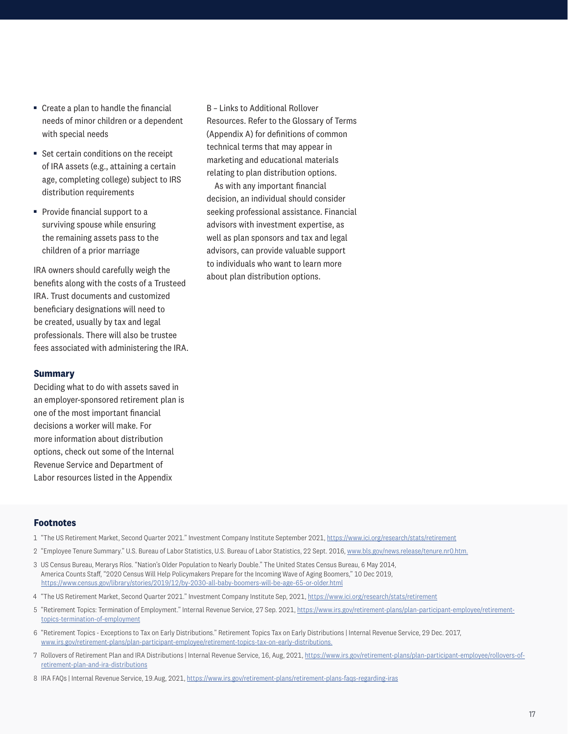- Create a plan to handle the financial needs of minor children or a dependent with special needs
- Set certain conditions on the receipt of IRA assets (e.g., attaining a certain age, completing college) subject to IRS distribution requirements
- Provide financial support to a surviving spouse while ensuring the remaining assets pass to the children of a prior marriage

IRA owners should carefully weigh the benefits along with the costs of a Trusteed IRA. Trust documents and customized beneficiary designations will need to be created, usually by tax and legal professionals. There will also be trustee fees associated with administering the IRA.

### Summary

Deciding what to do with assets saved in an employer-sponsored retirement plan is one of the most important financial decisions a worker will make. For more information about distribution options, check out some of the Internal Revenue Service and Department of Labor resources listed in the Appendix B – Links to Additional Rollover Resources. Refer to the Glossary of Terms (Appendix A) for definitions of common technical terms that may appear in marketing and educational materials relating to plan distribution options.

As with any important financial decision, an individual should consider seeking professional assistance. Financial advisors with investment expertise, as well as plan sponsors and tax and legal advisors, can provide valuable support to individuals who want to learn more about plan distribution options.

### Footnotes

1 "The US Retirement Market, Second Quarter 2021." Investment Company Institute September 2021, https://www.ici.org/research/stats/retirement

2 "Employee Tenure Summary." U.S. Bureau of Labor Statistics, U.S. Bureau of Labor Statistics, 22 Sept. 2016, www.bls.gov/news.release/tenure.nr0.htm.

3 US Census Bureau, Merarys Ríos. "Nation's Older Population to Nearly Double." The United States Census Bureau, 6 May 2014, America Counts Staff, "2020 Census Will Help Policymakers Prepare for the Incoming Wave of Aging Boomers," 10 Dec 2019, https://www.census.gov/library/stories/2019/12/by-2030-all-baby-boomers-will-be-age-65-or-older.html

4 "The US Retirement Market, Second Quarter 2021." Investment Company Institute Sep, 2021, https://www.ici.org/research/stats/retirement

5 "Retirement Topics: Termination of Employment." Internal Revenue Service, 27 Sep. 2021, https://www.irs.gov/retirement-plans/plan-participant-employee/retirement-topics-termination-of-employment

6 "Retirement Topics - Exceptions to Tax on Early Distributions." Retirement Topics Tax on Early Distributions | Internal Revenue Service, 29 Dec. 2017, www.irs.gov/retirement-plans/plan-participant-employee/retirement-topics-tax-on-early-distributions.

7 Rollovers of Retirement Plan and IRA Distributions | Internal Revenue Service, 16, Aug, 2021, https://www.irs.gov/retirement-plans/plan-participant-employee/rollovers-of-retirement-plan-and-ira-distributions

8 IRA FAQs | Internal Revenue Service, 19.Aug, 2021, https://www.irs.gov/retirement-plans/retirement-plans-faqs-regarding-iras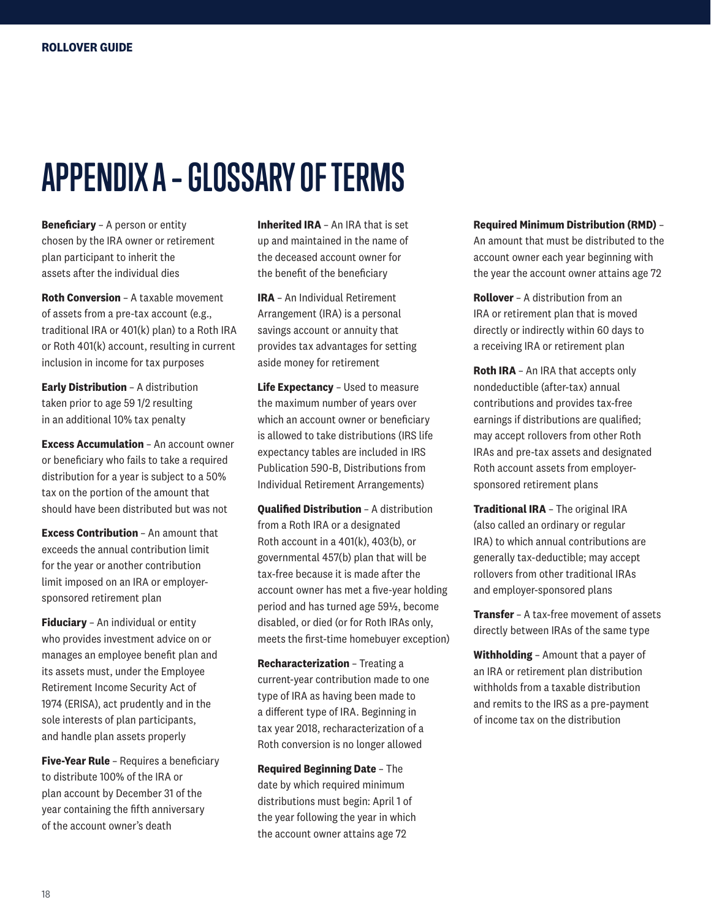# APPENDIX A – GLOSSARY OF TERMS

**Beneficiary** – A person or entity chosen by the IRA owner or retirement plan participant to inherit the assets after the individual dies

**Roth Conversion** – A taxable movement of assets from a pre-tax account (e.g., traditional IRA or 401(k) plan) to a Roth IRA or Roth 401(k) account, resulting in current inclusion in income for tax purposes

**Early Distribution** – A distribution taken prior to age 59 1/2 resulting in an additional 10% tax penalty

**Excess Accumulation** – An account owner or beneficiary who fails to take a required distribution for a year is subject to a 50% tax on the portion of the amount that should have been distributed but was not

**Excess Contribution** – An amount that exceeds the annual contribution limit for the year or another contribution limit imposed on an IRA or employer-sponsored retirement plan

**Fiduciary** – An individual or entity who provides investment advice on or manages an employee benefit plan and its assets must, under the Employee Retirement Income Security Act of 1974 (ERISA), act prudently and in the sole interests of plan participants, and handle plan assets properly

**Five-Year Rule** – Requires a beneficiary to distribute 100% of the IRA or plan account by December 31 of the year containing the fifth anniversary of the account owner's death

**Inherited IRA** – An IRA that is set up and maintained in the name of the deceased account owner for the benefit of the beneficiary

**IRA** – An Individual Retirement Arrangement (IRA) is a personal savings account or annuity that provides tax advantages for setting aside money for retirement

**Life Expectancy** – Used to measure the maximum number of years over which an account owner or beneficiary is allowed to take distributions (IRS life expectancy tables are included in IRS Publication 590-B, Distributions from Individual Retirement Arrangements)

**Qualified Distribution** – A distribution from a Roth IRA or a designated Roth account in a 401(k), 403(b), or governmental 457(b) plan that will be tax-free because it is made after the account owner has met a five-year holding period and has turned age 59½, become disabled, or died (or for Roth IRAs only, meets the first-time homebuyer exception)

**Recharacterization** – Treating a current-year contribution made to one type of IRA as having been made to a different type of IRA. Beginning in tax year 2018, recharacterization of a Roth conversion is no longer allowed

**Required Beginning Date** – The date by which required minimum distributions must begin: April 1 of the year following the year in which the account owner attains age 72

**Required Minimum Distribution (RMD)** – An amount that must be distributed to the account owner each year beginning with the year the account owner attains age 72

**Rollover** – A distribution from an IRA or retirement plan that is moved directly or indirectly within 60 days to a receiving IRA or retirement plan

**Roth IRA** – An IRA that accepts only nondeductible (after-tax) annual contributions and provides tax-free earnings if distributions are qualified; may accept rollovers from other Roth IRAs and pre-tax assets and designated Roth account assets from employer-sponsored retirement plans

**Traditional IRA** – The original IRA (also called an ordinary or regular IRA) to which annual contributions are generally tax-deductible; may accept rollovers from other traditional IRAs and employer-sponsored plans

**Transfer** – A tax-free movement of assets directly between IRAs of the same type

**Withholding** – Amount that a payer of an IRA or retirement plan distribution withholds from a taxable distribution and remits to the IRS as a pre-payment of income tax on the distribution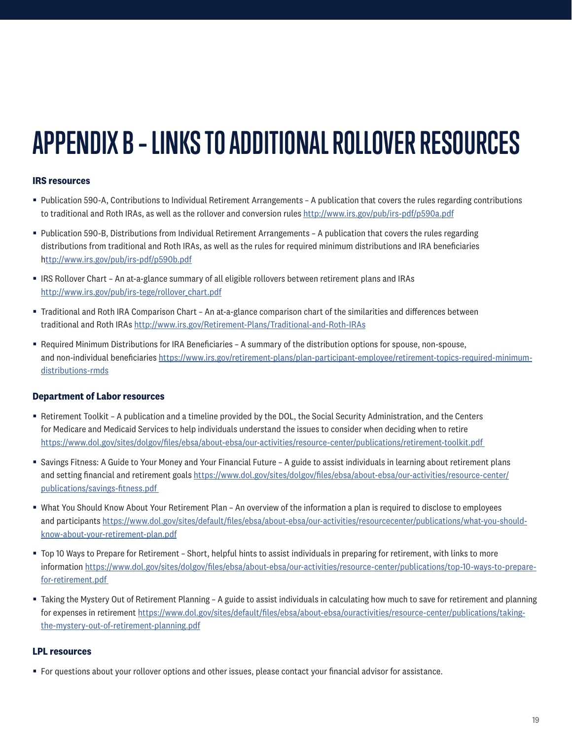# APPENDIX B – LINKS TO ADDITIONAL ROLLOVER RESOURCES

**IRS resources**

- Publication 590-A, Contributions to Individual Retirement Arrangements – A publication that covers the rules regarding contributions to traditional and Roth IRAs, as well as the rollover and conversion rules http://www.irs.gov/pub/irs-pdf/p590a.pdf
- Publication 590-B, Distributions from Individual Retirement Arrangements – A publication that covers the rules regarding distributions from traditional and Roth IRAs, as well as the rules for required minimum distributions and IRA beneficiaries http://www.irs.gov/pub/irs-pdf/p590b.pdf
- IRS Rollover Chart – An at-a-glance summary of all eligible rollovers between retirement plans and IRAs http://www.irs.gov/pub/irs-tege/rollover_chart.pdf
- Traditional and Roth IRA Comparison Chart – An at-a-glance comparison chart of the similarities and differences between traditional and Roth IRAs http://www.irs.gov/Retirement-Plans/Traditional-and-Roth-IRAs
- Required Minimum Distributions for IRA Beneficiaries – A summary of the distribution options for spouse, non-spouse, and non-individual beneficiaries https://www.irs.gov/retirement-plans/plan-participant-employee/retirement-topics-required-minimum-distributions-rmds

**Department of Labor resources**

- Retirement Toolkit – A publication and a timeline provided by the DOL, the Social Security Administration, and the Centers for Medicare and Medicaid Services to help individuals understand the issues to consider when deciding when to retire https://www.dol.gov/sites/dolgov/files/ebsa/about-ebsa/our-activities/resource-center/publications/retirement-toolkit.pdf
- Savings Fitness: A Guide to Your Money and Your Financial Future – A guide to assist individuals in learning about retirement plans and setting financial and retirement goals https://www.dol.gov/sites/dolgov/files/ebsa/about-ebsa/our-activities/resource-center/publications/savings-fitness.pdf
- What You Should Know About Your Retirement Plan – An overview of the information a plan is required to disclose to employees and participants https://www.dol.gov/sites/default/files/ebsa/about-ebsa/our-activities/resourcecenter/publications/what-you-should-know-about-your-retirement-plan.pdf
- Top 10 Ways to Prepare for Retirement – Short, helpful hints to assist individuals in preparing for retirement, with links to more information https://www.dol.gov/sites/dolgov/files/ebsa/about-ebsa/our-activities/resource-center/publications/top-10-ways-to-prepare-for-retirement.pdf
- Taking the Mystery Out of Retirement Planning – A guide to assist individuals in calculating how much to save for retirement and planning for expenses in retirement https://www.dol.gov/sites/default/files/ebsa/about-ebsa/ouractivities/resource-center/publications/taking-the-mystery-out-of-retirement-planning.pdf

**LPL resources**

- For questions about your rollover options and other issues, please contact your financial advisor for assistance.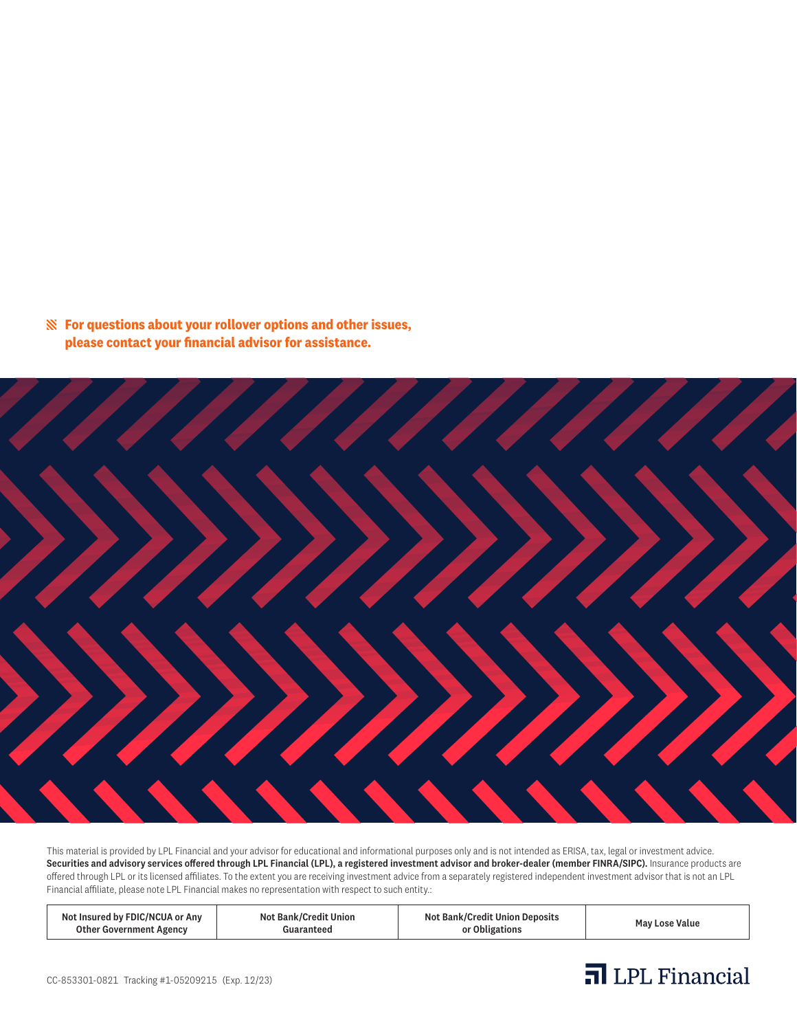**For questions about your rollover options and other issues, please contact your financial advisor for assistance.**

This material is provided by LPL Financial and your advisor for educational and informational purposes only and is not intended as ERISA, tax, legal or investment advice. **Securities and advisory services offered through LPL Financial (LPL), a registered investment advisor and broker-dealer (member FINRA/SIPC).** Insurance products are offered through LPL or its licensed affiliates. To the extent you are receiving investment advice from a separately registered independent investment advisor that is not an LPL Financial affiliate, please note LPL Financial makes no representation with respect to such entity.:

| | | | |
|---|---|---|---|
| Not Insured by FDIC/NCUA or Any Other Government Agency | Not Bank/Credit Union Guaranteed | Not Bank/Credit Union Deposits or Obligations | May Lose Value |

CC-853301-0821 Tracking #1-05209215 (Exp. 12/23)

LPL Financial